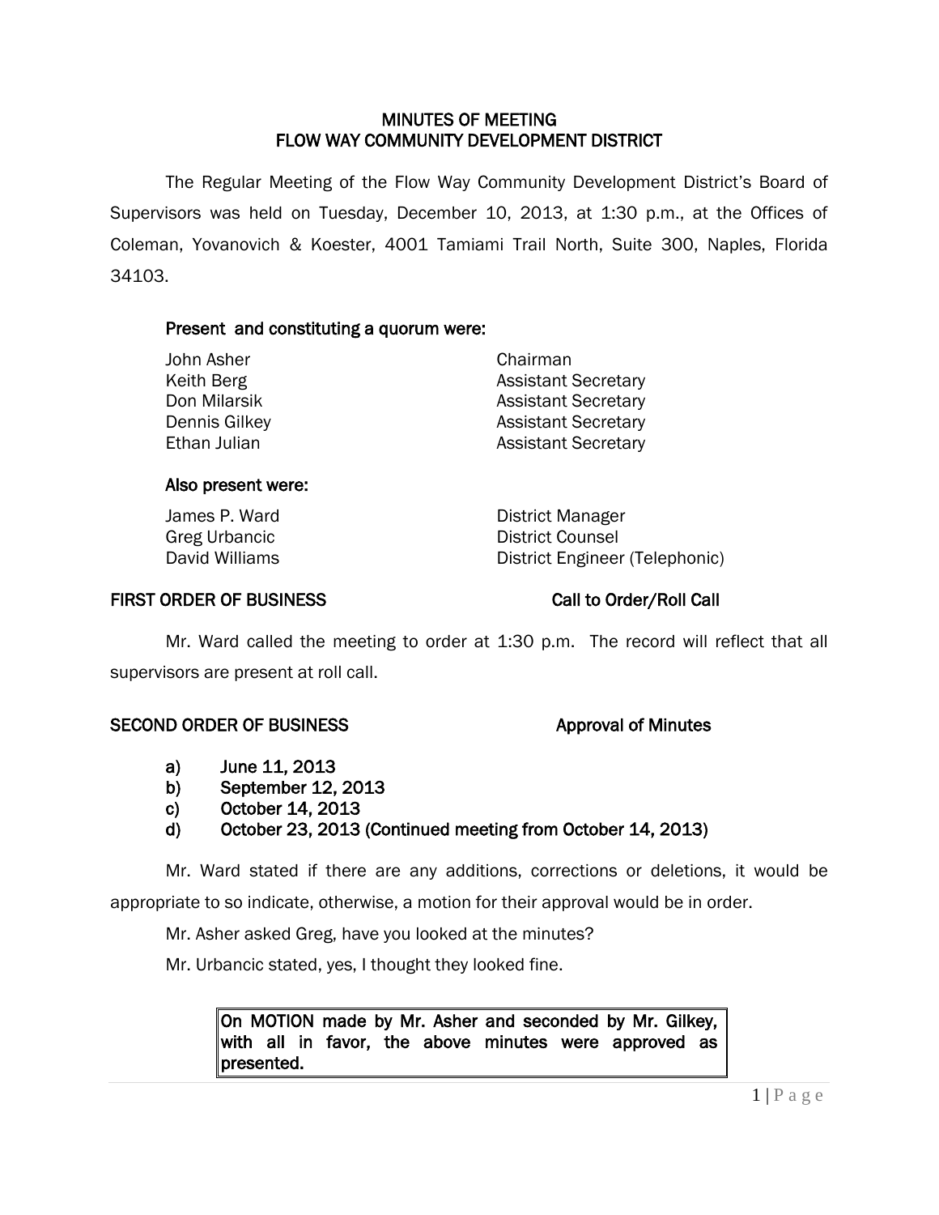# MINUTES OF MEETING
# FLOW WAY COMMUNITY DEVELOPMENT DISTRICT

The Regular Meeting of the Flow Way Community Development District's Board of Supervisors was held on Tuesday, December 10, 2013, at 1:30 p.m., at the Offices of Coleman, Yovanovich & Koester, 4001 Tamiami Trail North, Suite 300, Naples, Florida 34103.

**Present and constituting a quorum were:**

| | |
|---|---|
| John Asher | Chairman |
| Keith Berg | Assistant Secretary |
| Don Milarsik | Assistant Secretary |
| Dennis Gilkey | Assistant Secretary |
| Ethan Julian | Assistant Secretary |

**Also present were:**

| | |
|---|---|
| James P. Ward | District Manager |
| Greg Urbancic | District Counsel |
| David Williams | District Engineer (Telephonic) |

**FIRST ORDER OF BUSINESS** — **Call to Order/Roll Call**

Mr. Ward called the meeting to order at 1:30 p.m. The record will reflect that all supervisors are present at roll call.

**SECOND ORDER OF BUSINESS** — **Approval of Minutes**

a) June 11, 2013
b) September 12, 2013
c) October 14, 2013
d) October 23, 2013 (Continued meeting from October 14, 2013)

Mr. Ward stated if there are any additions, corrections or deletions, it would be appropriate to so indicate, otherwise, a motion for their approval would be in order.

Mr. Asher asked Greg, have you looked at the minutes?

Mr. Urbancic stated, yes, I thought they looked fine.

> **On MOTION made by Mr. Asher and seconded by Mr. Gilkey, with all in favor, the above minutes were approved as presented.**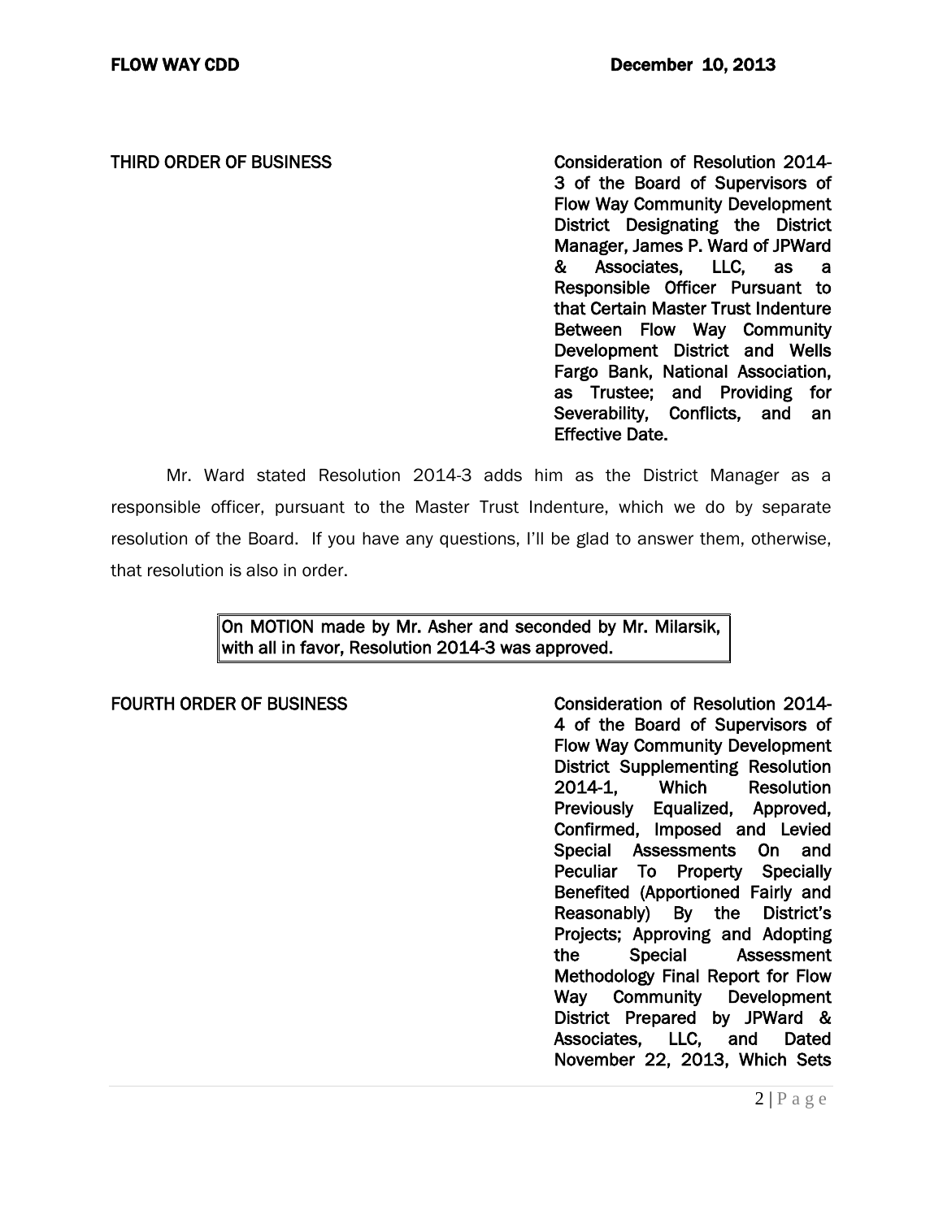**THIRD ORDER OF BUSINESS** **Consideration of Resolution 2014-3 of the Board of Supervisors of Flow Way Community Development District Designating the District Manager, James P. Ward of JPWard & Associates, LLC, as a Responsible Officer Pursuant to that Certain Master Trust Indenture Between Flow Way Community Development District and Wells Fargo Bank, National Association, as Trustee; and Providing for Severability, Conflicts, and an Effective Date.**

Mr. Ward stated Resolution 2014-3 adds him as the District Manager as a responsible officer, pursuant to the Master Trust Indenture, which we do by separate resolution of the Board. If you have any questions, I'll be glad to answer them, otherwise, that resolution is also in order.

> **On MOTION made by Mr. Asher and seconded by Mr. Milarsik, with all in favor, Resolution 2014-3 was approved.**

**FOURTH ORDER OF BUSINESS** **Consideration of Resolution 2014-4 of the Board of Supervisors of Flow Way Community Development District Supplementing Resolution 2014-1, Which Resolution Previously Equalized, Approved, Confirmed, Imposed and Levied Special Assessments On and Peculiar To Property Specially Benefited (Apportioned Fairly and Reasonably) By the District's Projects; Approving and Adopting the Special Assessment Methodology Final Report for Flow Way Community Development District Prepared by JPWard & Associates, LLC, and Dated November 22, 2013, Which Sets**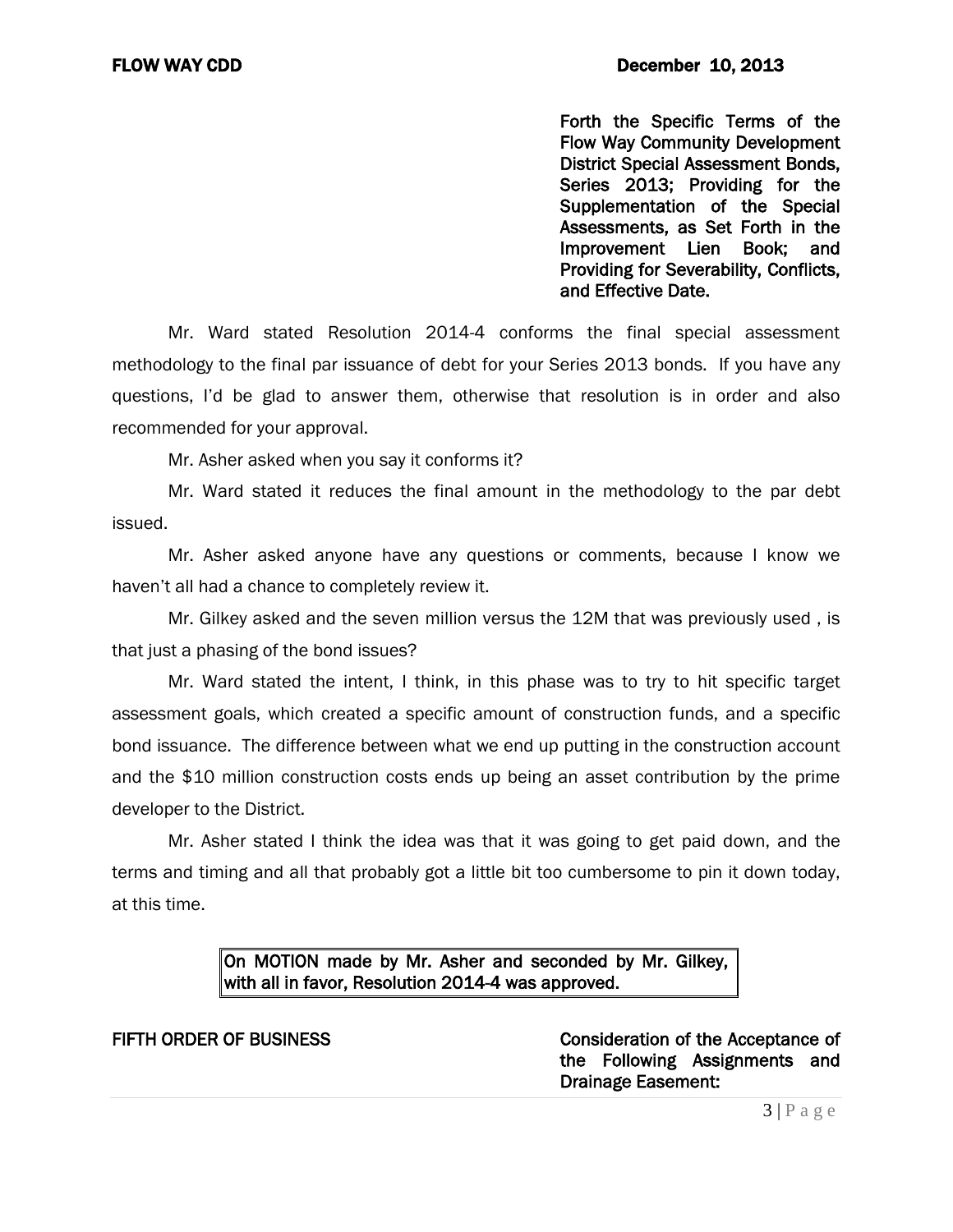**Forth the Specific Terms of the Flow Way Community Development District Special Assessment Bonds, Series 2013; Providing for the Supplementation of the Special Assessments, as Set Forth in the Improvement Lien Book; and Providing for Severability, Conflicts, and Effective Date.**

Mr. Ward stated Resolution 2014-4 conforms the final special assessment methodology to the final par issuance of debt for your Series 2013 bonds. If you have any questions, I'd be glad to answer them, otherwise that resolution is in order and also recommended for your approval.

Mr. Asher asked when you say it conforms it?

Mr. Ward stated it reduces the final amount in the methodology to the par debt issued.

Mr. Asher asked anyone have any questions or comments, because I know we haven't all had a chance to completely review it.

Mr. Gilkey asked and the seven million versus the 12M that was previously used , is that just a phasing of the bond issues?

Mr. Ward stated the intent, I think, in this phase was to try to hit specific target assessment goals, which created a specific amount of construction funds, and a specific bond issuance. The difference between what we end up putting in the construction account and the $10 million construction costs ends up being an asset contribution by the prime developer to the District.

Mr. Asher stated I think the idea was that it was going to get paid down, and the terms and timing and all that probably got a little bit too cumbersome to pin it down today, at this time.

| On MOTION made by Mr. Asher and seconded by Mr. Gilkey, with all in favor, Resolution 2014-4 was approved. |
|---|

**FIFTH ORDER OF BUSINESS** **Consideration of the Acceptance of the Following Assignments and Drainage Easement:**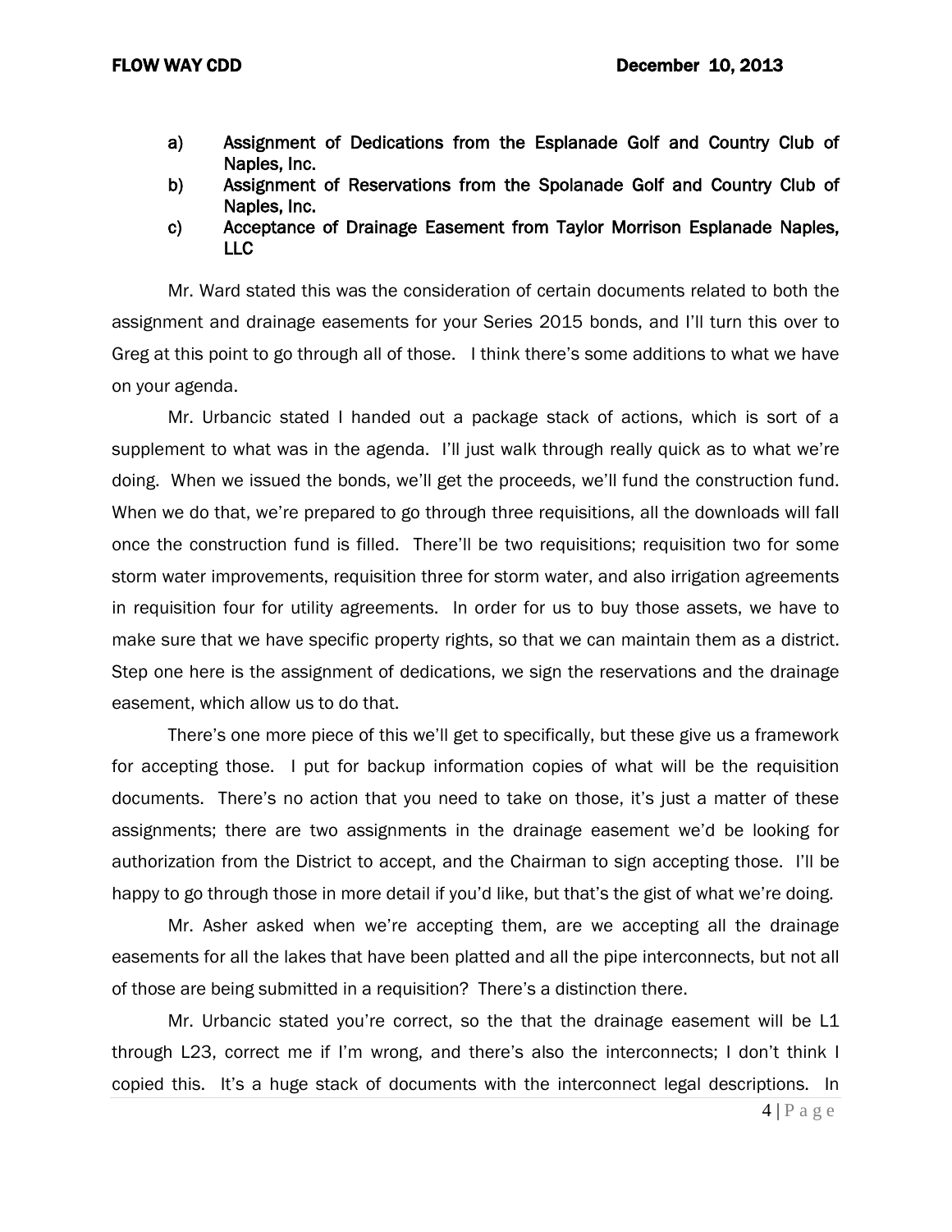a) Assignment of Dedications from the Esplanade Golf and Country Club of Naples, Inc.
b) Assignment of Reservations from the Spolanade Golf and Country Club of Naples, Inc.
c) Acceptance of Drainage Easement from Taylor Morrison Esplanade Naples, LLC

Mr. Ward stated this was the consideration of certain documents related to both the assignment and drainage easements for your Series 2015 bonds, and I'll turn this over to Greg at this point to go through all of those. I think there's some additions to what we have on your agenda.

Mr. Urbancic stated I handed out a package stack of actions, which is sort of a supplement to what was in the agenda. I'll just walk through really quick as to what we're doing. When we issued the bonds, we'll get the proceeds, we'll fund the construction fund. When we do that, we're prepared to go through three requisitions, all the downloads will fall once the construction fund is filled. There'll be two requisitions; requisition two for some storm water improvements, requisition three for storm water, and also irrigation agreements in requisition four for utility agreements. In order for us to buy those assets, we have to make sure that we have specific property rights, so that we can maintain them as a district. Step one here is the assignment of dedications, we sign the reservations and the drainage easement, which allow us to do that.

There's one more piece of this we'll get to specifically, but these give us a framework for accepting those. I put for backup information copies of what will be the requisition documents. There's no action that you need to take on those, it's just a matter of these assignments; there are two assignments in the drainage easement we'd be looking for authorization from the District to accept, and the Chairman to sign accepting those. I'll be happy to go through those in more detail if you'd like, but that's the gist of what we're doing.

Mr. Asher asked when we're accepting them, are we accepting all the drainage easements for all the lakes that have been platted and all the pipe interconnects, but not all of those are being submitted in a requisition? There's a distinction there.

Mr. Urbancic stated you're correct, so the that the drainage easement will be L1 through L23, correct me if I'm wrong, and there's also the interconnects; I don't think I copied this. It's a huge stack of documents with the interconnect legal descriptions. In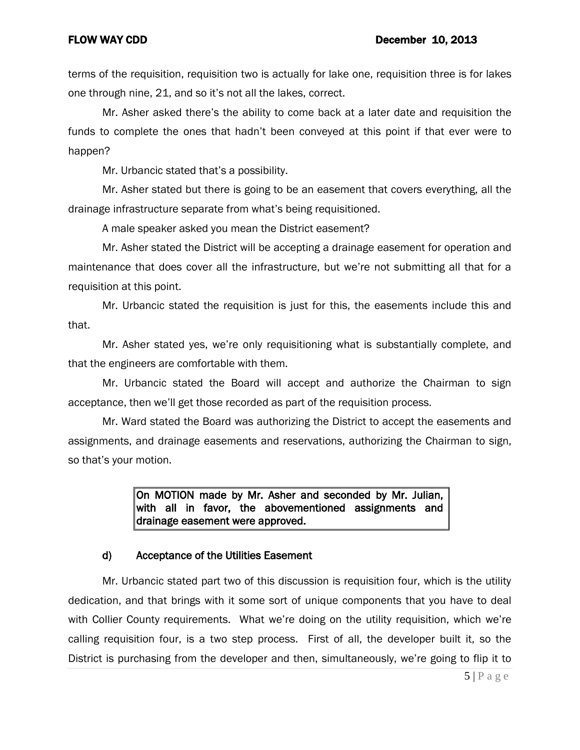terms of the requisition, requisition two is actually for lake one, requisition three is for lakes one through nine, 21, and so it's not all the lakes, correct.

Mr. Asher asked there's the ability to come back at a later date and requisition the funds to complete the ones that hadn't been conveyed at this point if that ever were to happen?

Mr. Urbancic stated that's a possibility.

Mr. Asher stated but there is going to be an easement that covers everything, all the drainage infrastructure separate from what's being requisitioned.

A male speaker asked you mean the District easement?

Mr. Asher stated the District will be accepting a drainage easement for operation and maintenance that does cover all the infrastructure, but we're not submitting all that for a requisition at this point.

Mr. Urbancic stated the requisition is just for this, the easements include this and that.

Mr. Asher stated yes, we're only requisitioning what is substantially complete, and that the engineers are comfortable with them.

Mr. Urbancic stated the Board will accept and authorize the Chairman to sign acceptance, then we'll get those recorded as part of the requisition process.

Mr. Ward stated the Board was authorizing the District to accept the easements and assignments, and drainage easements and reservations, authorizing the Chairman to sign, so that's your motion.

> **On MOTION made by Mr. Asher and seconded by Mr. Julian, with all in favor, the abovementioned assignments and drainage easement were approved.**

**d) Acceptance of the Utilities Easement**

Mr. Urbancic stated part two of this discussion is requisition four, which is the utility dedication, and that brings with it some sort of unique components that you have to deal with Collier County requirements. What we're doing on the utility requisition, which we're calling requisition four, is a two step process. First of all, the developer built it, so the District is purchasing from the developer and then, simultaneously, we're going to flip it to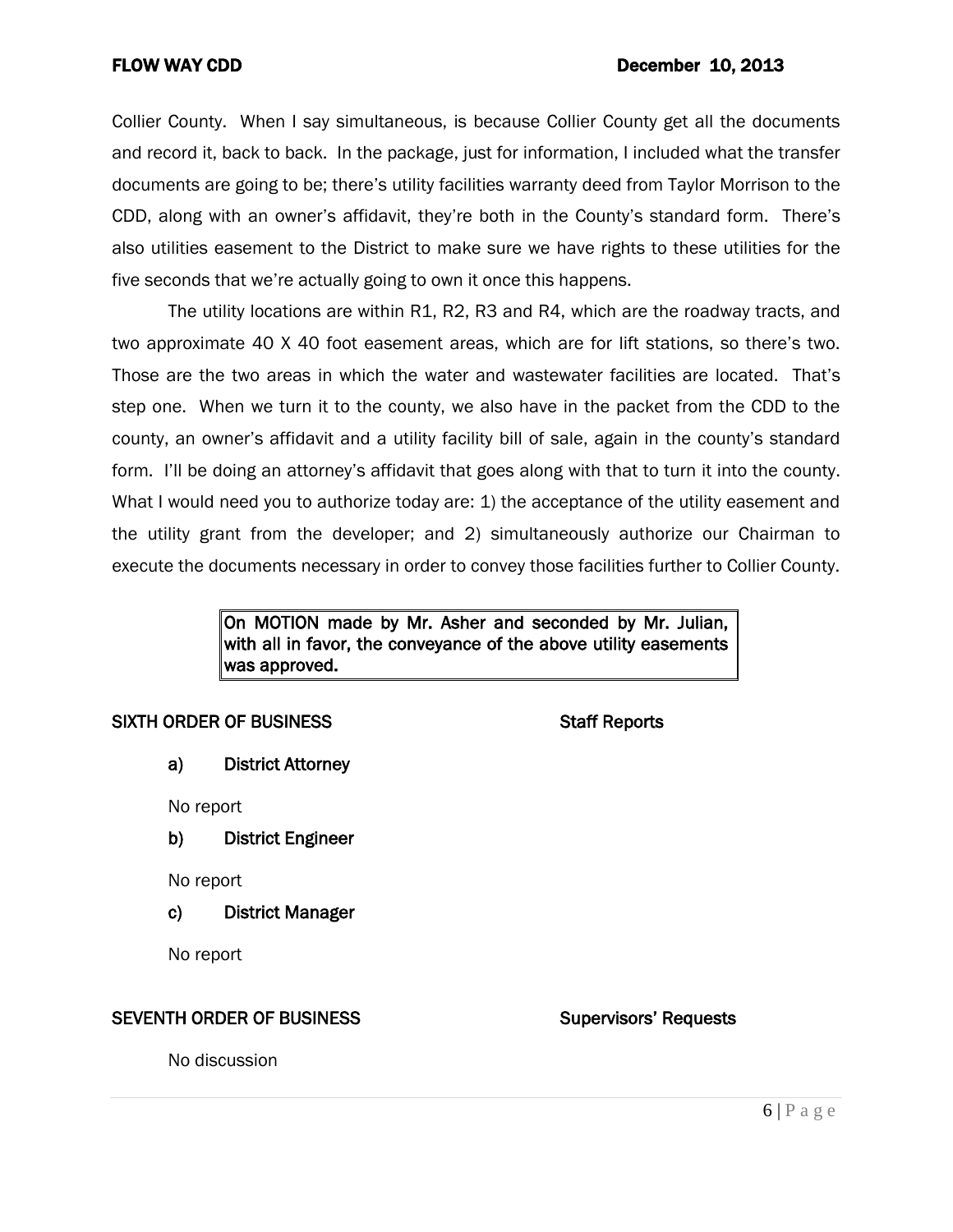Collier County. When I say simultaneous, is because Collier County get all the documents and record it, back to back. In the package, just for information, I included what the transfer documents are going to be; there's utility facilities warranty deed from Taylor Morrison to the CDD, along with an owner's affidavit, they're both in the County's standard form. There's also utilities easement to the District to make sure we have rights to these utilities for the five seconds that we're actually going to own it once this happens.

The utility locations are within R1, R2, R3 and R4, which are the roadway tracts, and two approximate 40 X 40 foot easement areas, which are for lift stations, so there's two. Those are the two areas in which the water and wastewater facilities are located. That's step one. When we turn it to the county, we also have in the packet from the CDD to the county, an owner's affidavit and a utility facility bill of sale, again in the county's standard form. I'll be doing an attorney's affidavit that goes along with that to turn it into the county. What I would need you to authorize today are: 1) the acceptance of the utility easement and the utility grant from the developer; and 2) simultaneously authorize our Chairman to execute the documents necessary in order to convey those facilities further to Collier County.

> **On MOTION made by Mr. Asher and seconded by Mr. Julian, with all in favor, the conveyance of the above utility easements was approved.**

**SIXTH ORDER OF BUSINESS** **Staff Reports**

**a) District Attorney**

No report

**b) District Engineer**

No report

**c) District Manager**

No report

**SEVENTH ORDER OF BUSINESS** **Supervisors' Requests**

No discussion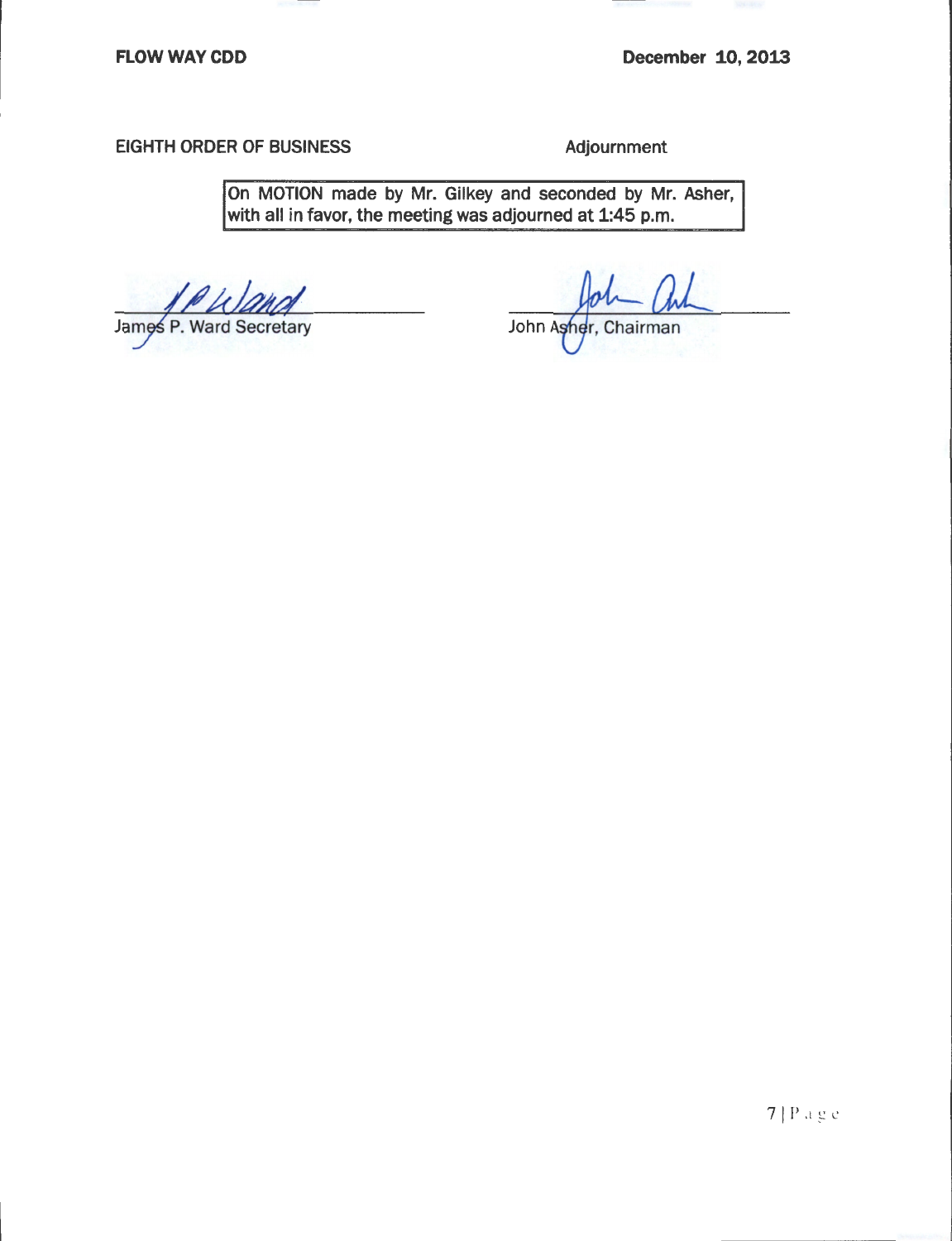**FLOW WAY CDD** **December 10, 2013**

EIGHTH ORDER OF BUSINESS Adjournment

| |
|---|
| On MOTION made by Mr. Gilkey and seconded by Mr. Asher, with all in favor, the meeting was adjourned at 1:45 p.m. |

James P. Ward Secretary

John Asher, Chairman